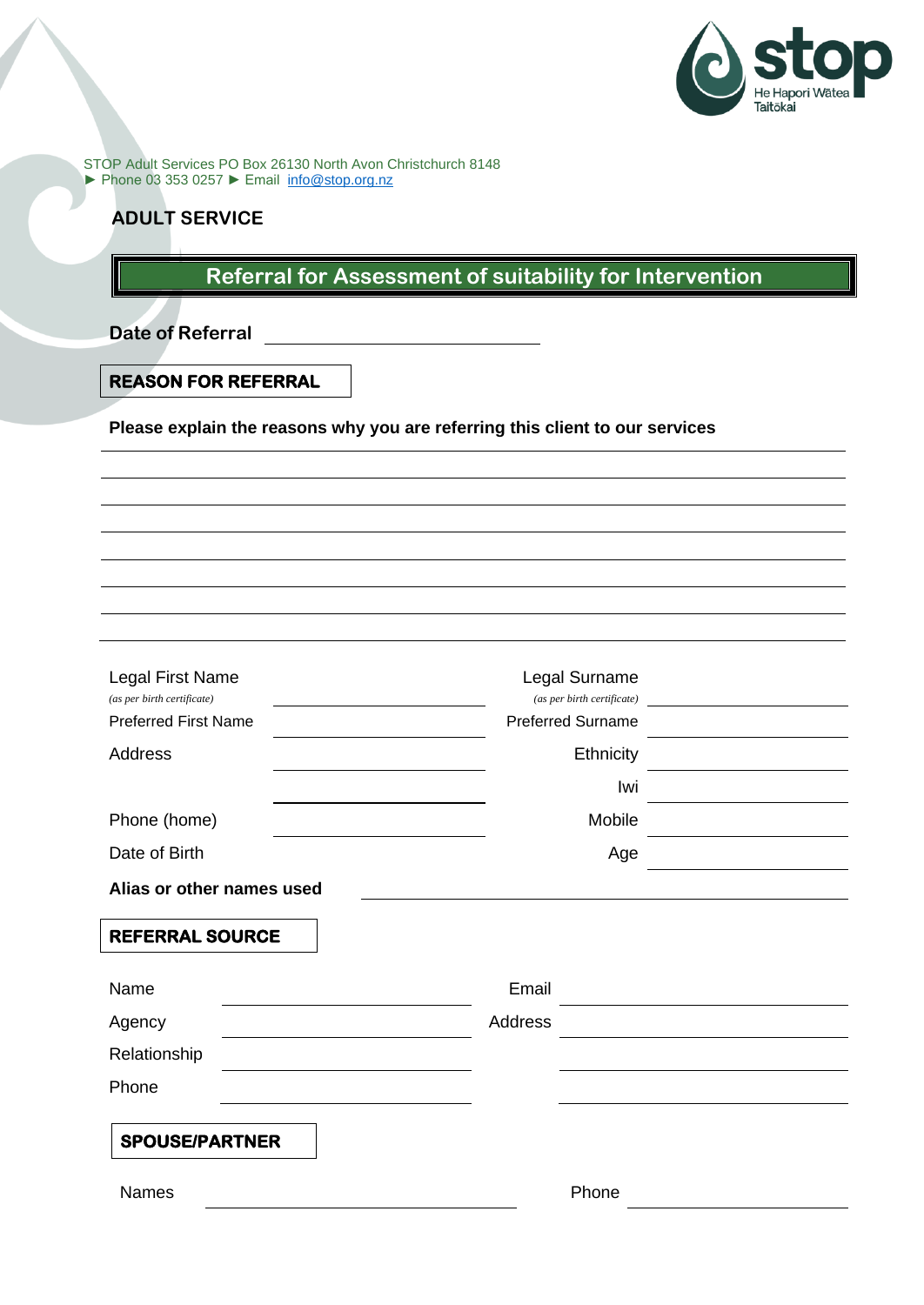stop
He Hapori Wātea
Taitōkai

STOP Adult Services PO Box 26130 North Avon Christchurch 8148
► Phone 03 353 0257 ► Email info@stop.org.nz

## ADULT SERVICE

## Referral for Assessment of suitability for Intervention

**Date of Referral** \_\_\_\_\_\_\_\_\_\_\_\_\_\_\_\_\_\_\_\_\_\_\_\_\_\_\_\_

### REASON FOR REFERRAL

**Please explain the reasons why you are referring this client to our services**

\_\_\_\_\_\_\_\_\_\_\_\_\_\_\_\_\_\_\_\_\_\_\_\_\_\_\_\_\_\_\_\_\_\_\_\_\_\_\_\_\_\_\_\_\_\_\_\_\_\_\_\_\_\_\_\_\_\_\_\_\_\_\_\_\_\_\_\_\_\_\_\_

\_\_\_\_\_\_\_\_\_\_\_\_\_\_\_\_\_\_\_\_\_\_\_\_\_\_\_\_\_\_\_\_\_\_\_\_\_\_\_\_\_\_\_\_\_\_\_\_\_\_\_\_\_\_\_\_\_\_\_\_\_\_\_\_\_\_\_\_\_\_\_\_

\_\_\_\_\_\_\_\_\_\_\_\_\_\_\_\_\_\_\_\_\_\_\_\_\_\_\_\_\_\_\_\_\_\_\_\_\_\_\_\_\_\_\_\_\_\_\_\_\_\_\_\_\_\_\_\_\_\_\_\_\_\_\_\_\_\_\_\_\_\_\_\_

\_\_\_\_\_\_\_\_\_\_\_\_\_\_\_\_\_\_\_\_\_\_\_\_\_\_\_\_\_\_\_\_\_\_\_\_\_\_\_\_\_\_\_\_\_\_\_\_\_\_\_\_\_\_\_\_\_\_\_\_\_\_\_\_\_\_\_\_\_\_\_\_

\_\_\_\_\_\_\_\_\_\_\_\_\_\_\_\_\_\_\_\_\_\_\_\_\_\_\_\_\_\_\_\_\_\_\_\_\_\_\_\_\_\_\_\_\_\_\_\_\_\_\_\_\_\_\_\_\_\_\_\_\_\_\_\_\_\_\_\_\_\_\_\_

\_\_\_\_\_\_\_\_\_\_\_\_\_\_\_\_\_\_\_\_\_\_\_\_\_\_\_\_\_\_\_\_\_\_\_\_\_\_\_\_\_\_\_\_\_\_\_\_\_\_\_\_\_\_\_\_\_\_\_\_\_\_\_\_\_\_\_\_\_\_\_\_

\_\_\_\_\_\_\_\_\_\_\_\_\_\_\_\_\_\_\_\_\_\_\_\_\_\_\_\_\_\_\_\_\_\_\_\_\_\_\_\_\_\_\_\_\_\_\_\_\_\_\_\_\_\_\_\_\_\_\_\_\_\_\_\_\_\_\_\_\_\_\_\_

\_\_\_\_\_\_\_\_\_\_\_\_\_\_\_\_\_\_\_\_\_\_\_\_\_\_\_\_\_\_\_\_\_\_\_\_\_\_\_\_\_\_\_\_\_\_\_\_\_\_\_\_\_\_\_\_\_\_\_\_\_\_\_\_\_\_\_\_\_\_\_\_

| | | | |
|---|---|---|---|
| Legal First Name *(as per birth certificate)* | | Legal Surname *(as per birth certificate)* | |
| Preferred First Name | | Preferred Surname | |
| Address | | Ethnicity | |
| | | Iwi | |
| Phone (home) | | Mobile | |
| Date of Birth | | Age | |

**Alias or other names used** \_\_\_\_\_\_\_\_\_\_\_\_\_\_\_\_\_\_\_\_\_\_\_\_\_\_\_\_\_\_\_\_\_\_\_\_\_\_\_\_

### REFERRAL SOURCE

| | | | |
|---|---|---|---|
| Name | | Email | |
| Agency | | Address | |
| Relationship | | | |
| Phone | | | |

### SPOUSE/PARTNER

| | | | |
|---|---|---|---|
| Names | | Phone | |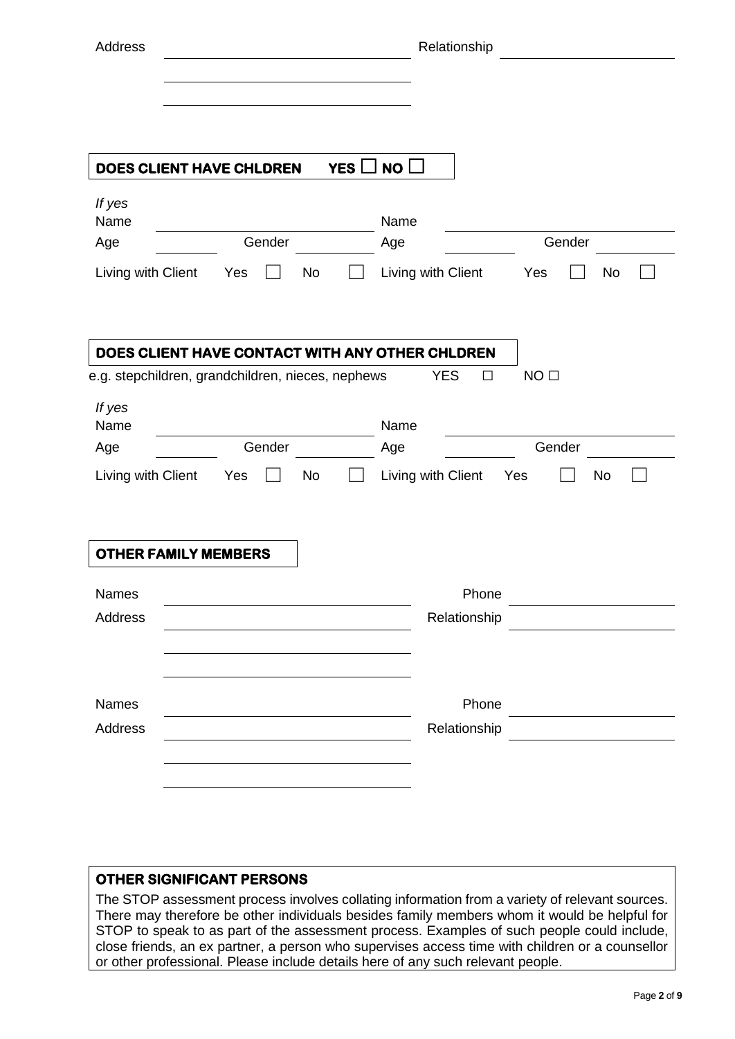Address ____________________ Relationship ____________________

____________________

____________________

**DOES CLIENT HAVE CHLDREN YES ☐ NO ☐**

*If yes*

| Name | | Name | |
|---|---|---|---|
| Age | Gender | Age | Gender |
| Living with Client Yes ☐ No ☐ | | Living with Client Yes ☐ No ☐ | |

**DOES CLIENT HAVE CONTACT WITH ANY OTHER CHLDREN**

e.g. stepchildren, grandchildren, nieces, nephews YES ☐ NO ☐

*If yes*

| Name | | Name | |
|---|---|---|---|
| Age | Gender | Age | Gender |
| Living with Client Yes ☐ No ☐ | | Living with Client Yes ☐ No ☐ | |

**OTHER FAMILY MEMBERS**

Names ____________________ Phone ____________________

Address ____________________ Relationship ____________________

____________________

____________________

Names ____________________ Phone ____________________

Address ____________________ Relationship ____________________

____________________

____________________

**OTHER SIGNIFICANT PERSONS**

The STOP assessment process involves collating information from a variety of relevant sources. There may therefore be other individuals besides family members whom it would be helpful for STOP to speak to as part of the assessment process. Examples of such people could include, close friends, an ex partner, a person who supervises access time with children or a counsellor or other professional. Please include details here of any such relevant people.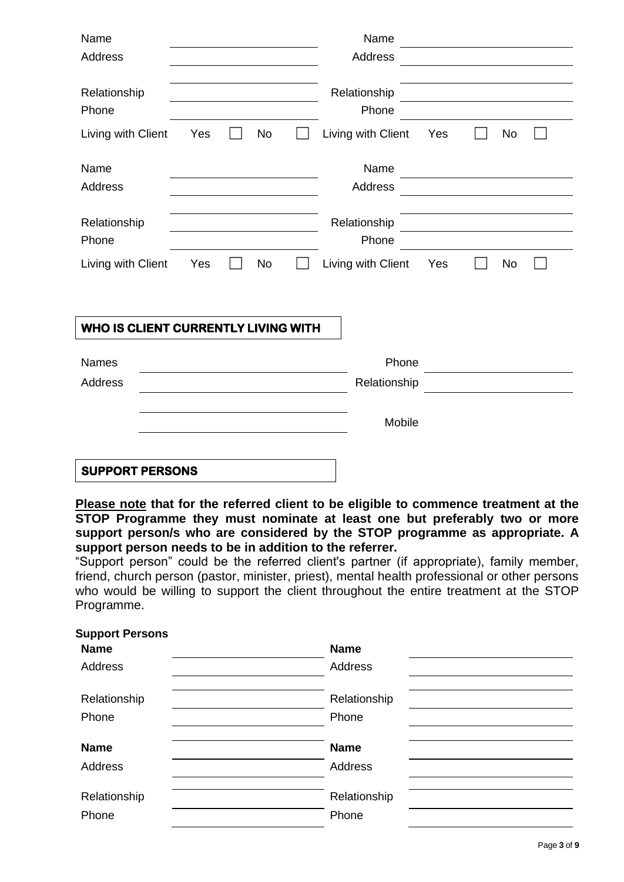| Name | | Name | |
|---|---|---|---|
| Address | | Address | |
| Relationship | | Relationship | |
| Phone | | Phone | |
| Living with Client | Yes ☐ No ☐ | Living with Client | Yes ☐ No ☐ |

| Name | | Name | |
|---|---|---|---|
| Address | | Address | |
| Relationship | | Relationship | |
| Phone | | Phone | |
| Living with Client | Yes ☐ No ☐ | Living with Client | Yes ☐ No ☐ |

## WHO IS CLIENT CURRENTLY LIVING WITH

| Names | | Phone | |
|---|---|---|---|
| Address | | Relationship | |
| | | Mobile | |

## SUPPORT PERSONS

**Please note that for the referred client to be eligible to commence treatment at the STOP Programme they must nominate at least one but preferably two or more support person/s who are considered by the STOP programme as appropriate. A support person needs to be in addition to the referrer.**

"Support person" could be the referred client's partner (if appropriate), family member, friend, church person (pastor, minister, priest), mental health professional or other persons who would be willing to support the client throughout the entire treatment at the STOP Programme.

**Support Persons**

| **Name** | | **Name** | |
|---|---|---|---|
| Address | | Address | |
| Relationship | | Relationship | |
| Phone | | Phone | |

| **Name** | | **Name** | |
|---|---|---|---|
| Address | | Address | |
| Relationship | | Relationship | |
| Phone | | Phone | |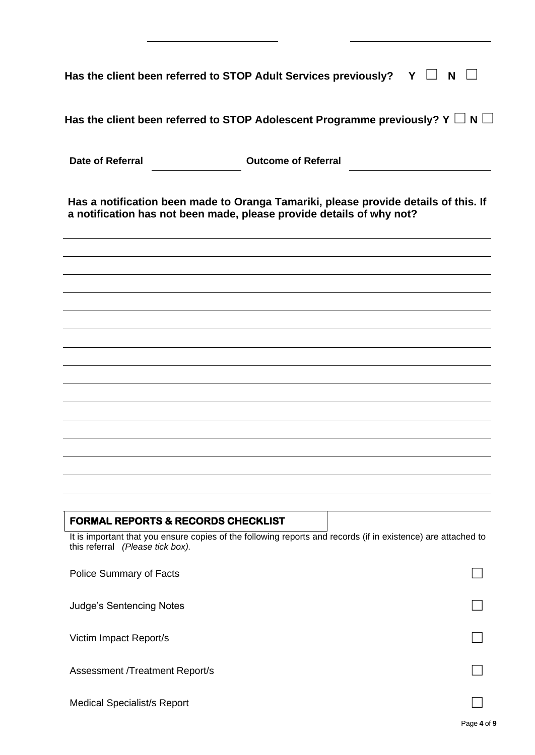**Has the client been referred to STOP Adult Services previously?** Y ☐ N ☐

**Has the client been referred to STOP Adolescent Programme previously?** Y ☐ N ☐

**Date of Referral** ________________ **Outcome of Referral** ________________

**Has a notification been made to Oranga Tamariki, please provide details of this. If a notification has not been made, please provide details of why not?**

______________________________________________________________________

______________________________________________________________________

______________________________________________________________________

______________________________________________________________________

______________________________________________________________________

______________________________________________________________________

______________________________________________________________________

______________________________________________________________________

______________________________________________________________________

______________________________________________________________________

______________________________________________________________________

______________________________________________________________________

______________________________________________________________________

______________________________________________________________________

## FORMAL REPORTS & RECORDS CHECKLIST

It is important that you ensure copies of the following reports and records (if in existence) are attached to this referral *(Please tick box).*

| | |
|---|---|
| Police Summary of Facts | ☐ |
| Judge's Sentencing Notes | ☐ |
| Victim Impact Report/s | ☐ |
| Assessment /Treatment Report/s | ☐ |
| Medical Specialist/s Report | ☐ |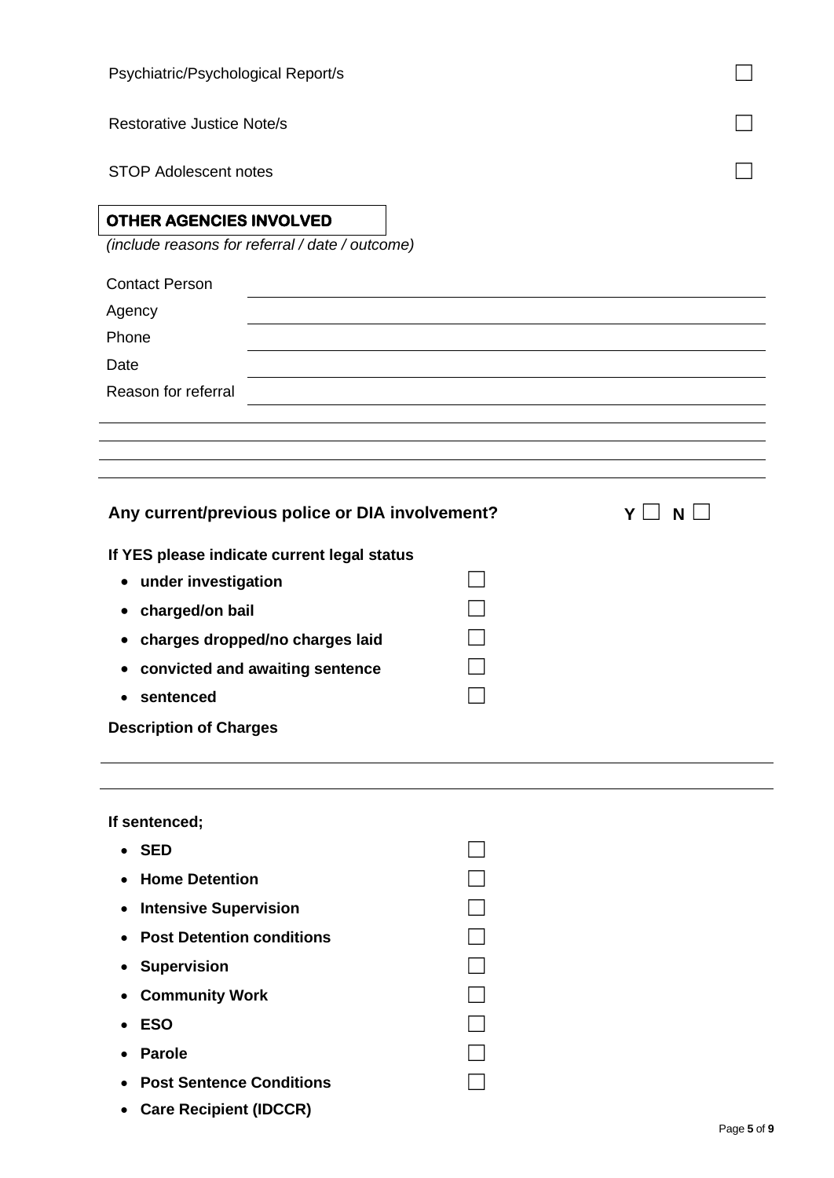Psychiatric/Psychological Report/s ☐

Restorative Justice Note/s ☐

STOP Adolescent notes ☐

## OTHER AGENCIES INVOLVED

*(include reasons for referral / date / outcome)*

Contact Person \_\_\_\_\_\_\_\_\_\_\_\_\_\_\_\_\_\_\_\_\_\_\_\_\_\_\_\_\_\_\_\_

Agency \_\_\_\_\_\_\_\_\_\_\_\_\_\_\_\_\_\_\_\_\_\_\_\_\_\_\_\_\_\_\_\_

Phone \_\_\_\_\_\_\_\_\_\_\_\_\_\_\_\_\_\_\_\_\_\_\_\_\_\_\_\_\_\_\_\_

Date \_\_\_\_\_\_\_\_\_\_\_\_\_\_\_\_\_\_\_\_\_\_\_\_\_\_\_\_\_\_\_\_

Reason for referral \_\_\_\_\_\_\_\_\_\_\_\_\_\_\_\_\_\_\_\_\_\_\_\_\_\_\_\_\_\_\_\_

\_\_\_\_\_\_\_\_\_\_\_\_\_\_\_\_\_\_\_\_\_\_\_\_\_\_\_\_\_\_\_\_\_\_\_\_\_\_\_\_\_\_\_\_

\_\_\_\_\_\_\_\_\_\_\_\_\_\_\_\_\_\_\_\_\_\_\_\_\_\_\_\_\_\_\_\_\_\_\_\_\_\_\_\_\_\_\_\_

\_\_\_\_\_\_\_\_\_\_\_\_\_\_\_\_\_\_\_\_\_\_\_\_\_\_\_\_\_\_\_\_\_\_\_\_\_\_\_\_\_\_\_\_

\_\_\_\_\_\_\_\_\_\_\_\_\_\_\_\_\_\_\_\_\_\_\_\_\_\_\_\_\_\_\_\_\_\_\_\_\_\_\_\_\_\_\_\_

**Any current/previous police or DIA involvement?** **Y** ☐ **N** ☐

**If YES please indicate current legal status**

- **under investigation** ☐
- **charged/on bail** ☐
- **charges dropped/no charges laid** ☐
- **convicted and awaiting sentence** ☐
- **sentenced** ☐

**Description of Charges**

\_\_\_\_\_\_\_\_\_\_\_\_\_\_\_\_\_\_\_\_\_\_\_\_\_\_\_\_\_\_\_\_\_\_\_\_\_\_\_\_\_\_\_\_

\_\_\_\_\_\_\_\_\_\_\_\_\_\_\_\_\_\_\_\_\_\_\_\_\_\_\_\_\_\_\_\_\_\_\_\_\_\_\_\_\_\_\_\_

**If sentenced;**

- **SED** ☐
- **Home Detention** ☐
- **Intensive Supervision** ☐
- **Post Detention conditions** ☐
- **Supervision** ☐
- **Community Work** ☐
- **ESO** ☐
- **Parole** ☐
- **Post Sentence Conditions** ☐
- **Care Recipient (IDCCR)**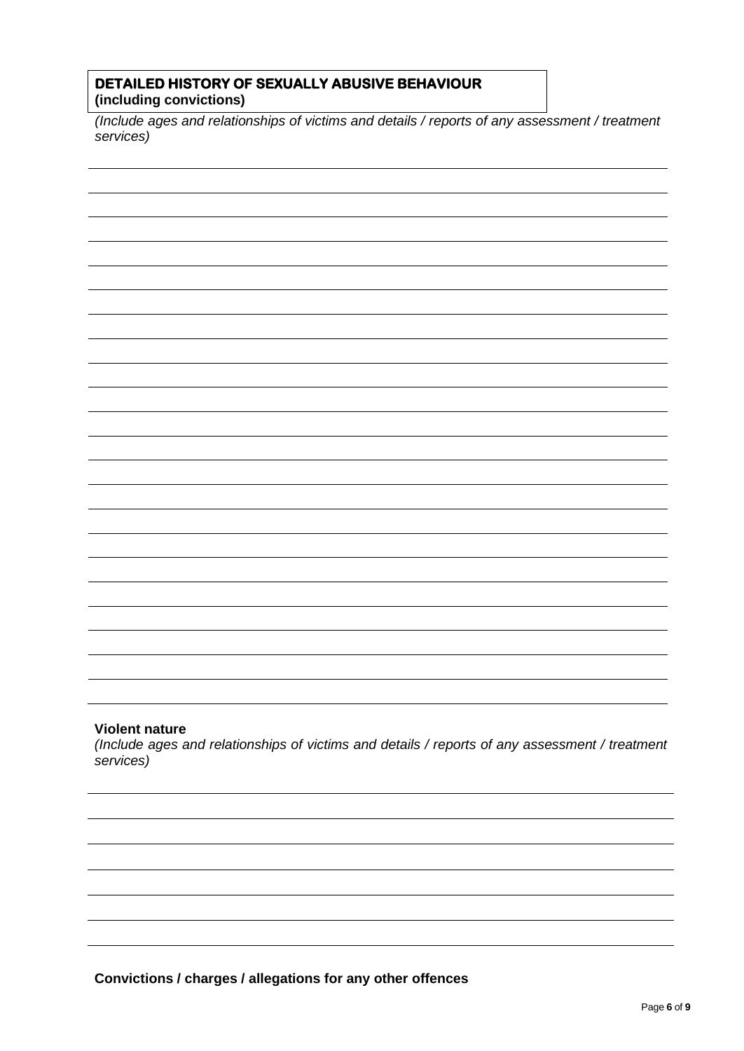## DETAILED HISTORY OF SEXUALLY ABUSIVE BEHAVIOUR
**(including convictions)**

*(Include ages and relationships of victims and details / reports of any assessment / treatment services)*

**Violent nature**

*(Include ages and relationships of victims and details / reports of any assessment / treatment services)*

**Convictions / charges / allegations for any other offences**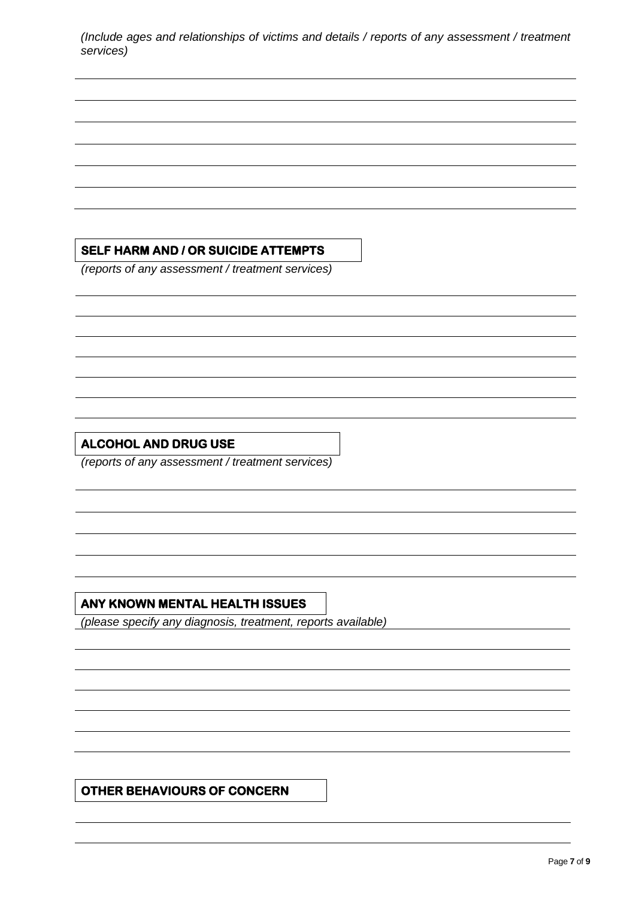*(Include ages and relationships of victims and details / reports of any assessment / treatment services)*

## SELF HARM AND / OR SUICIDE ATTEMPTS

*(reports of any assessment / treatment services)*

## ALCOHOL AND DRUG USE

*(reports of any assessment / treatment services)*

## ANY KNOWN MENTAL HEALTH ISSUES

*(please specify any diagnosis, treatment, reports available)*

## OTHER BEHAVIOURS OF CONCERN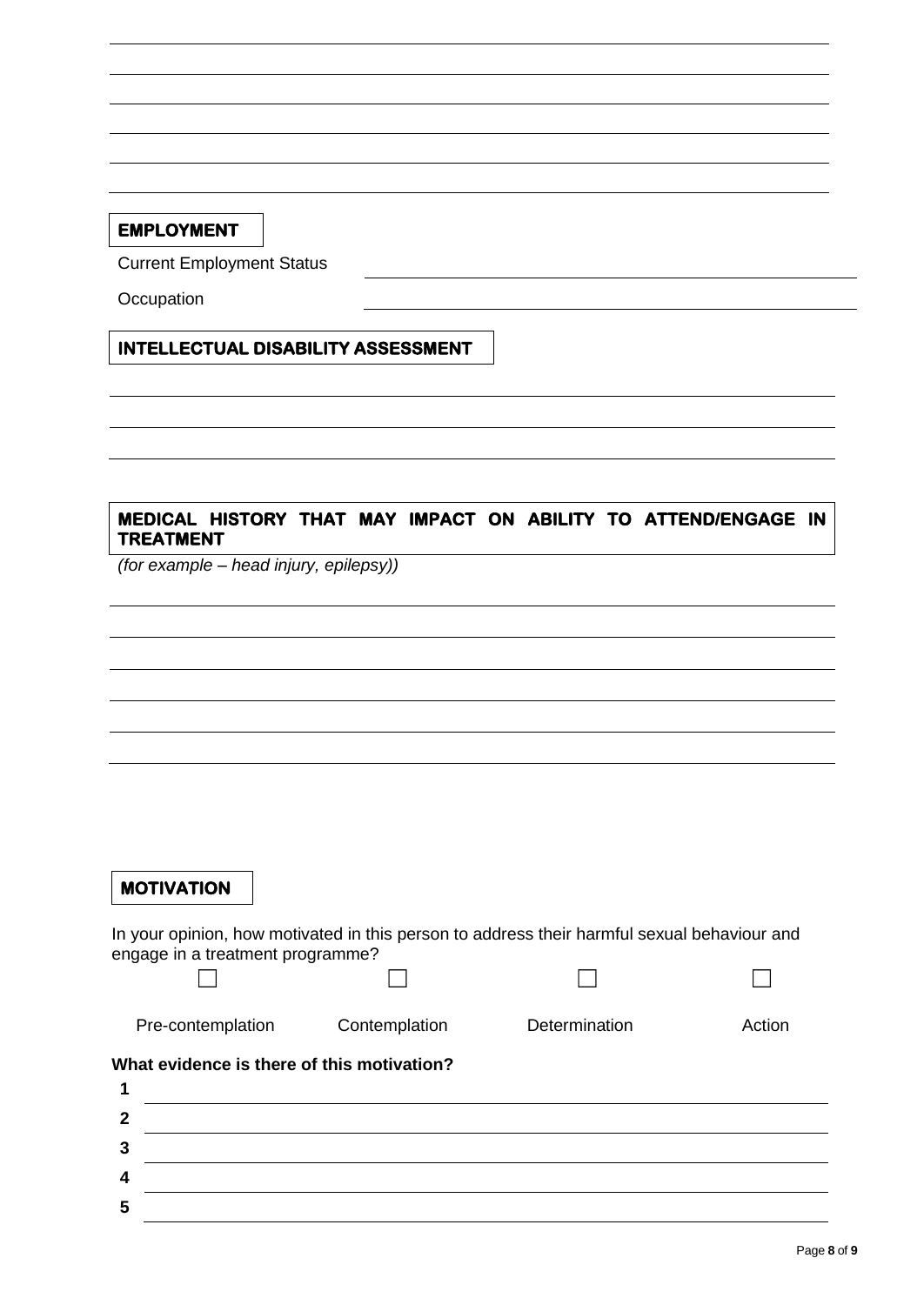## EMPLOYMENT

Current Employment Status

Occupation

## INTELLECTUAL DISABILITY ASSESSMENT

## MEDICAL HISTORY THAT MAY IMPACT ON ABILITY TO ATTEND/ENGAGE IN TREATMENT

*(for example – head injury, epilepsy))*

## MOTIVATION

In your opinion, how motivated in this person to address their harmful sexual behaviour and engage in a treatment programme?

| ☐ | ☐ | ☐ | ☐ |
|---|---|---|---|
| Pre-contemplation | Contemplation | Determination | Action |

**What evidence is there of this motivation?**

**1**

**2**

**3**

**4**

**5**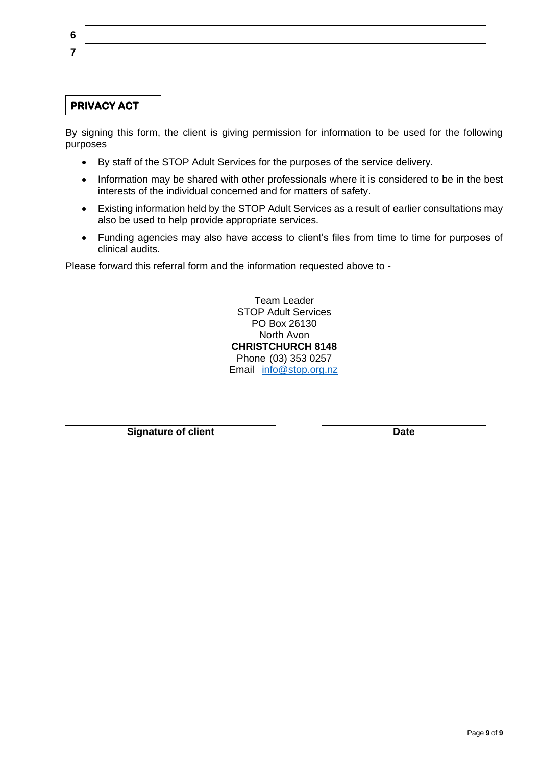6 \_\_\_\_\_\_\_\_\_\_\_\_\_\_\_\_\_\_\_\_\_\_\_\_\_\_\_\_\_\_\_\_\_\_\_\_\_\_\_\_

7 \_\_\_\_\_\_\_\_\_\_\_\_\_\_\_\_\_\_\_\_\_\_\_\_\_\_\_\_\_\_\_\_\_\_\_\_\_\_\_\_

## PRIVACY ACT

By signing this form, the client is giving permission for information to be used for the following purposes

- By staff of the STOP Adult Services for the purposes of the service delivery.
- Information may be shared with other professionals where it is considered to be in the best interests of the individual concerned and for matters of safety.
- Existing information held by the STOP Adult Services as a result of earlier consultations may also be used to help provide appropriate services.
- Funding agencies may also have access to client's files from time to time for purposes of clinical audits.

Please forward this referral form and the information requested above to -

Team Leader
STOP Adult Services
PO Box 26130
North Avon
**CHRISTCHURCH 8148**
Phone (03) 353 0257
Email info@stop.org.nz

\_\_\_\_\_\_\_\_\_\_\_\_\_\_\_\_\_\_\_\_\_\_\_\_\_\_\_\_ &nbsp;&nbsp;&nbsp;&nbsp; \_\_\_\_\_\_\_\_\_\_\_\_\_\_\_\_\_\_\_\_

**Signature of client** &nbsp;&nbsp;&nbsp;&nbsp; **Date**